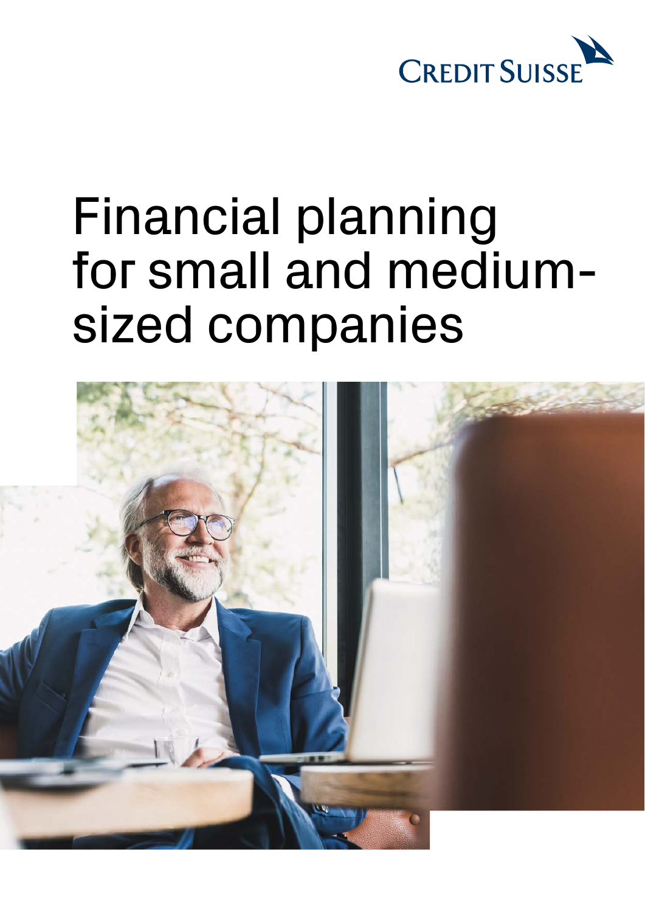CREDIT SUISSE

# Financial planning for small and medium-sized companies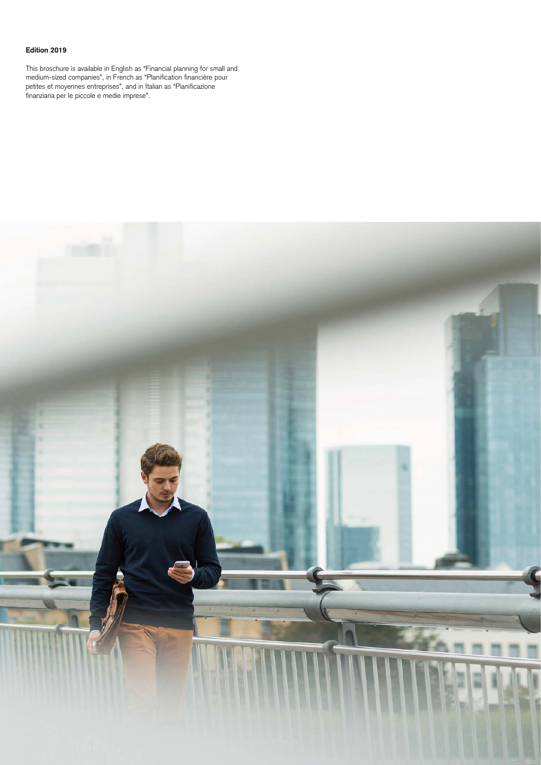**Edition 2019**

This broschure is available in English as "Financial planning for small and medium-sized companies", in French as "Planification financière pour petites et moyennes entreprises", and in Italian as "Pianificazione finanziaria per le piccole e medie imprese".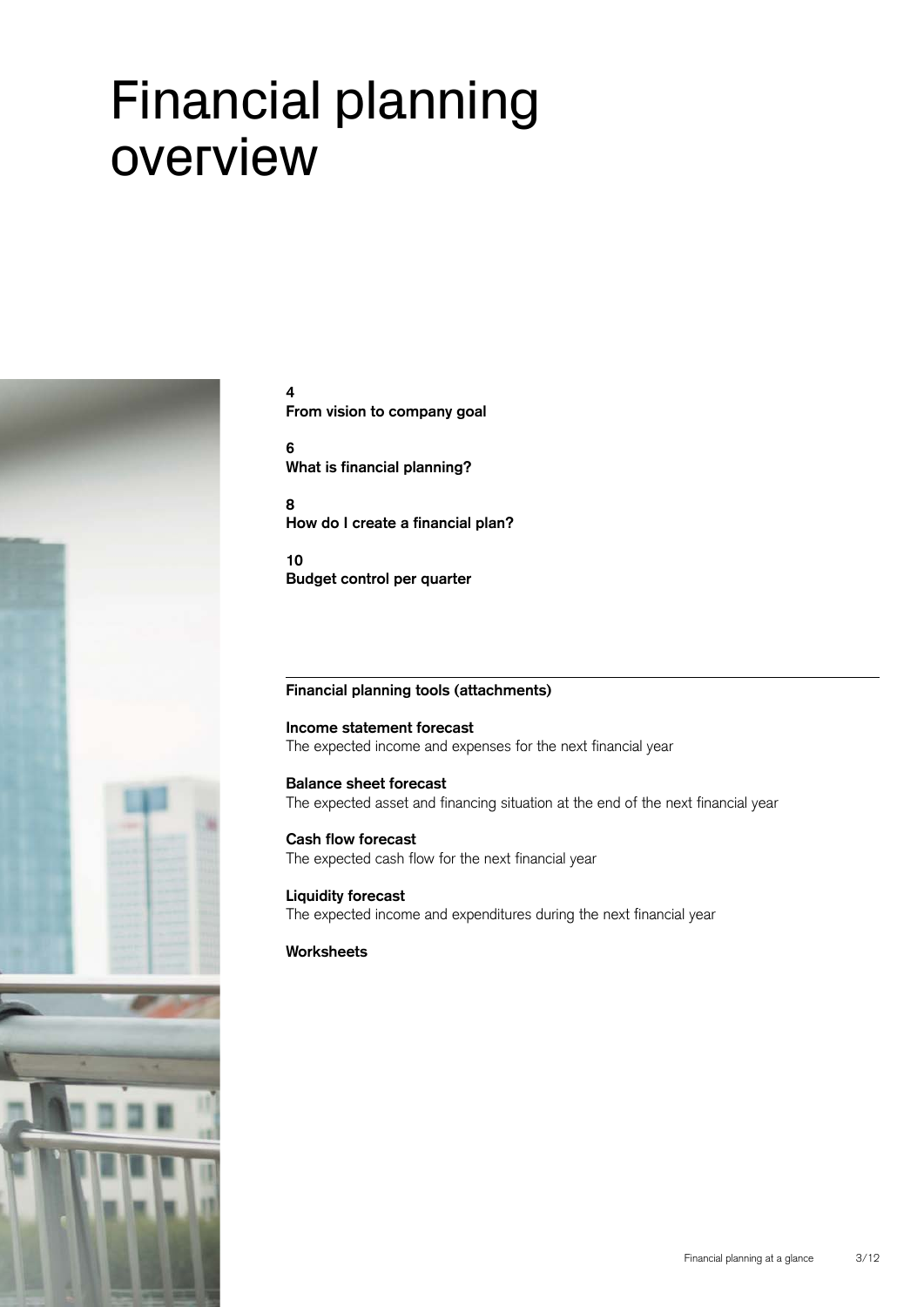# Financial planning overview

4
**From vision to company goal**

6
**What is financial planning?**

8
**How do I create a financial plan?**

10
**Budget control per quarter**

---

**Financial planning tools (attachments)**

**Income statement forecast**
The expected income and expenses for the next financial year

**Balance sheet forecast**
The expected asset and financing situation at the end of the next financial year

**Cash flow forecast**
The expected cash flow for the next financial year

**Liquidity forecast**
The expected income and expenditures during the next financial year

**Worksheets**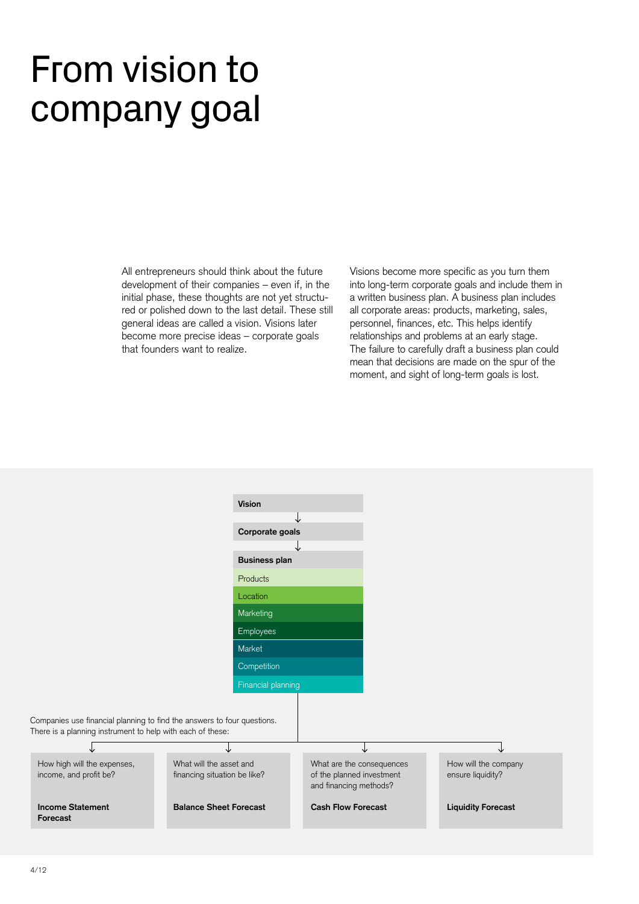# From vision to company goal

All entrepreneurs should think about the future development of their companies – even if, in the initial phase, these thoughts are not yet structured or polished down to the last detail. These still general ideas are called a vision. Visions later become more precise ideas – corporate goals that founders want to realize.

Visions become more specific as you turn them into long-term corporate goals and include them in a written business plan. A business plan includes all corporate areas: products, marketing, sales, personnel, finances, etc. This helps identify relationships and problems at an early stage. The failure to carefully draft a business plan could mean that decisions are made on the spur of the moment, and sight of long-term goals is lost.

**Vision**

↓

**Corporate goals**

↓

**Business plan**

- Products
- Location
- Marketing
- Employees
- Market
- Competition
- Financial planning

Companies use financial planning to find the answers to four questions. There is a planning instrument to help with each of these:

| Question | Planning instrument |
| --- | --- |
| How high will the expenses, income, and profit be? | **Income Statement Forecast** |
| What will the asset and financing situation be like? | **Balance Sheet Forecast** |
| What are the consequences of the planned investment and financing methods? | **Cash Flow Forecast** |
| How will the company ensure liquidity? | **Liquidity Forecast** |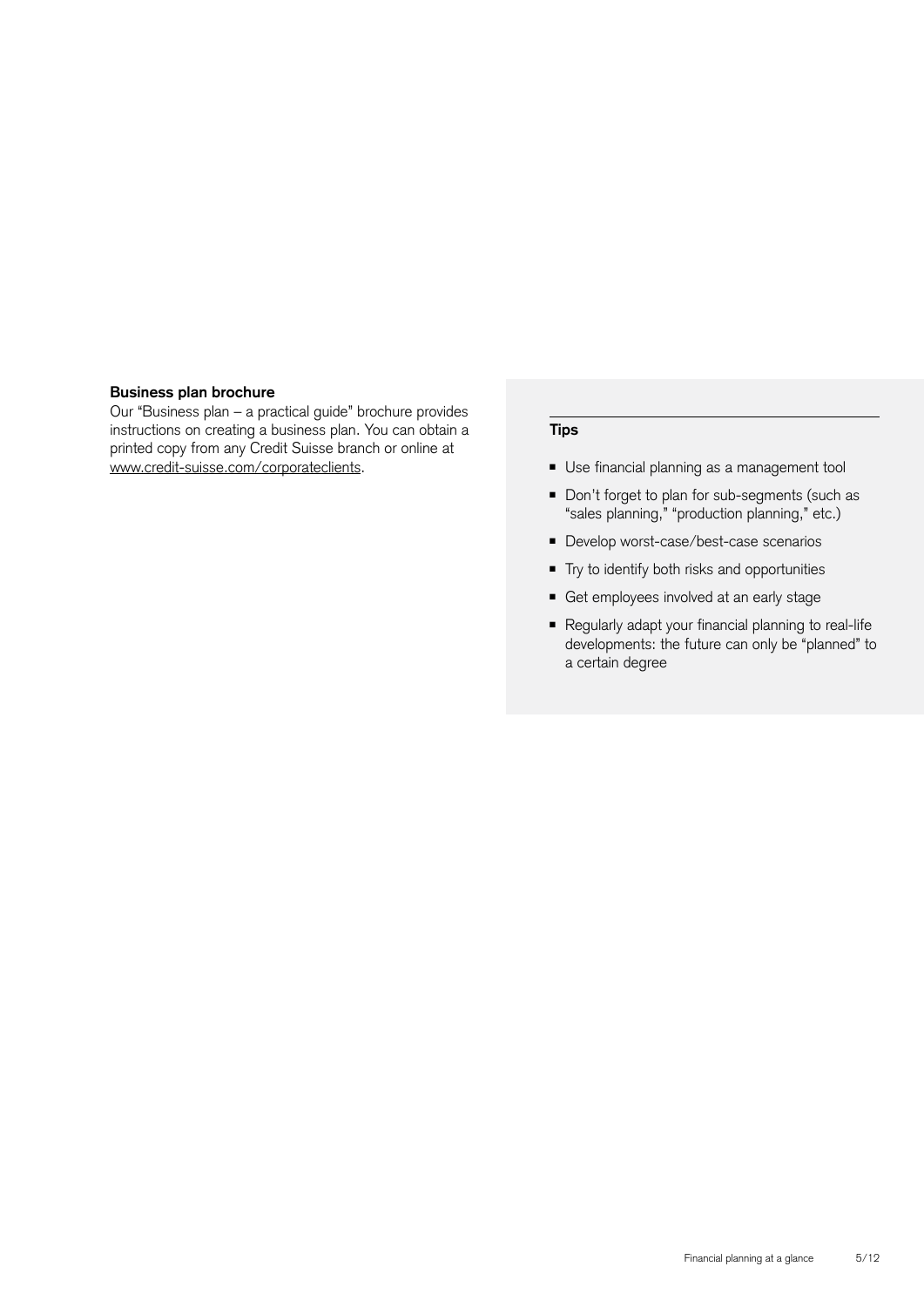### Business plan brochure

Our "Business plan – a practical guide" brochure provides instructions on creating a business plan. You can obtain a printed copy from any Credit Suisse branch or online at www.credit-suisse.com/corporateclients.

### Tips

- Use financial planning as a management tool
- Don't forget to plan for sub-segments (such as "sales planning," "production planning," etc.)
- Develop worst-case/best-case scenarios
- Try to identify both risks and opportunities
- Get employees involved at an early stage
- Regularly adapt your financial planning to real-life developments: the future can only be "planned" to a certain degree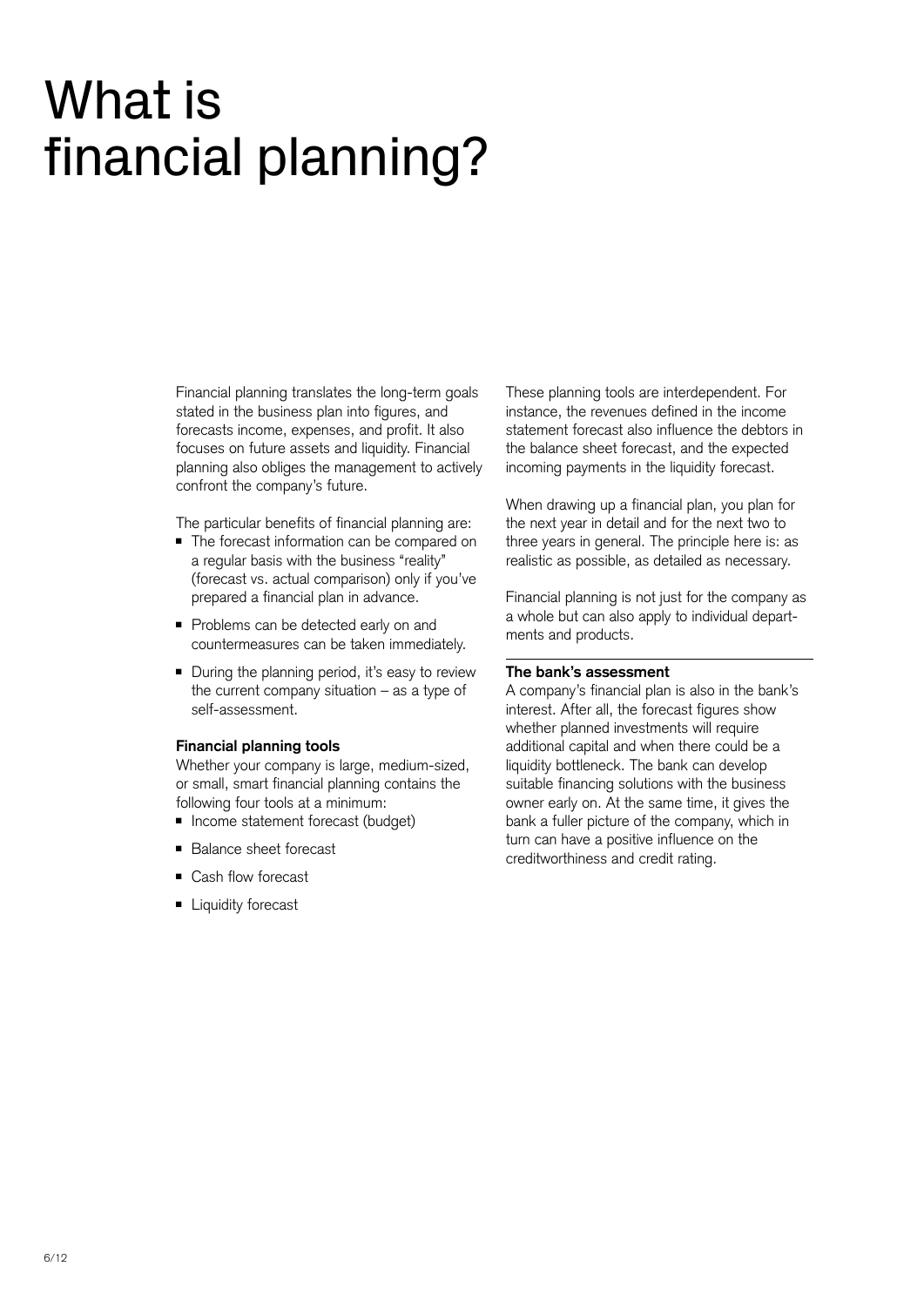# What is financial planning?

Financial planning translates the long-term goals stated in the business plan into figures, and forecasts income, expenses, and profit. It also focuses on future assets and liquidity. Financial planning also obliges the management to actively confront the company's future.

The particular benefits of financial planning are:

- The forecast information can be compared on a regular basis with the business "reality" (forecast vs. actual comparison) only if you've prepared a financial plan in advance.
- Problems can be detected early on and countermeasures can be taken immediately.
- During the planning period, it's easy to review the current company situation – as a type of self-assessment.

**Financial planning tools**

Whether your company is large, medium-sized, or small, smart financial planning contains the following four tools at a minimum:

- Income statement forecast (budget)
- Balance sheet forecast
- Cash flow forecast
- Liquidity forecast

These planning tools are interdependent. For instance, the revenues defined in the income statement forecast also influence the debtors in the balance sheet forecast, and the expected incoming payments in the liquidity forecast.

When drawing up a financial plan, you plan for the next year in detail and for the next two to three years in general. The principle here is: as realistic as possible, as detailed as necessary.

Financial planning is not just for the company as a whole but can also apply to individual departments and products.

**The bank's assessment**

A company's financial plan is also in the bank's interest. After all, the forecast figures show whether planned investments will require additional capital and when there could be a liquidity bottleneck. The bank can develop suitable financing solutions with the business owner early on. At the same time, it gives the bank a fuller picture of the company, which in turn can have a positive influence on the creditworthiness and credit rating.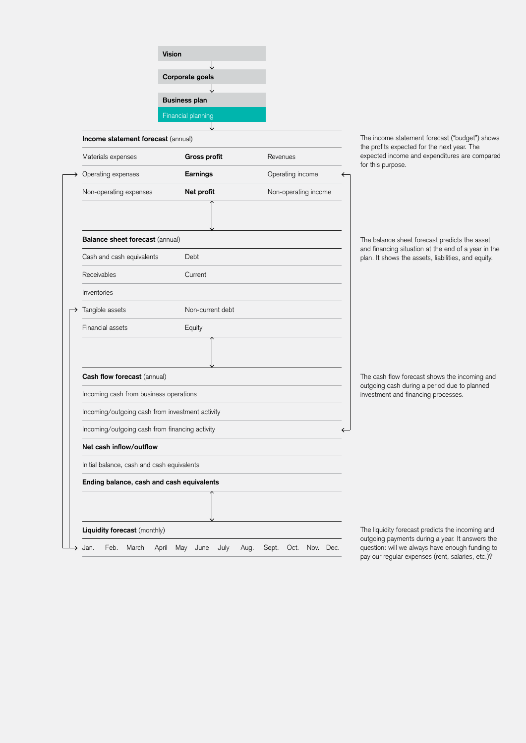**Vision**

↓

**Corporate goals**

↓

**Business plan**

Financial planning

↓

**Income statement forecast** (annual)

| Materials expenses | **Gross profit** | Revenues |
|---|---|---|
| Operating expenses | **Earnings** | Operating income |
| Non-operating expenses | **Net profit** | Non-operating income |

The income statement forecast ("budget") shows the profits expected for the next year. The expected income and expenditures are compared for this purpose.

**Balance sheet forecast** (annual)

| Cash and cash equivalents | Debt |
|---|---|
| Receivables | Current |
| Inventories | |
| Tangible assets | Non-current debt |
| Financial assets | Equity |

The balance sheet forecast predicts the asset and financing situation at the end of a year in the plan. It shows the assets, liabilities, and equity.

**Cash flow forecast** (annual)

- Incoming cash from business operations
- Incoming/outgoing cash from investment activity
- Incoming/outgoing cash from financing activity
- **Net cash inflow/outflow**
- Initial balance, cash and cash equivalents
- **Ending balance, cash and cash equivalents**

The cash flow forecast shows the incoming and outgoing cash during a period due to planned investment and financing processes.

**Liquidity forecast** (monthly)

| Jan. | Feb. | March | April | May | June | July | Aug. | Sept. | Oct. | Nov. | Dec. |
|---|---|---|---|---|---|---|---|---|---|---|---|

The liquidity forecast predicts the incoming and outgoing payments during a year. It answers the question: will we always have enough funding to pay our regular expenses (rent, salaries, etc.)?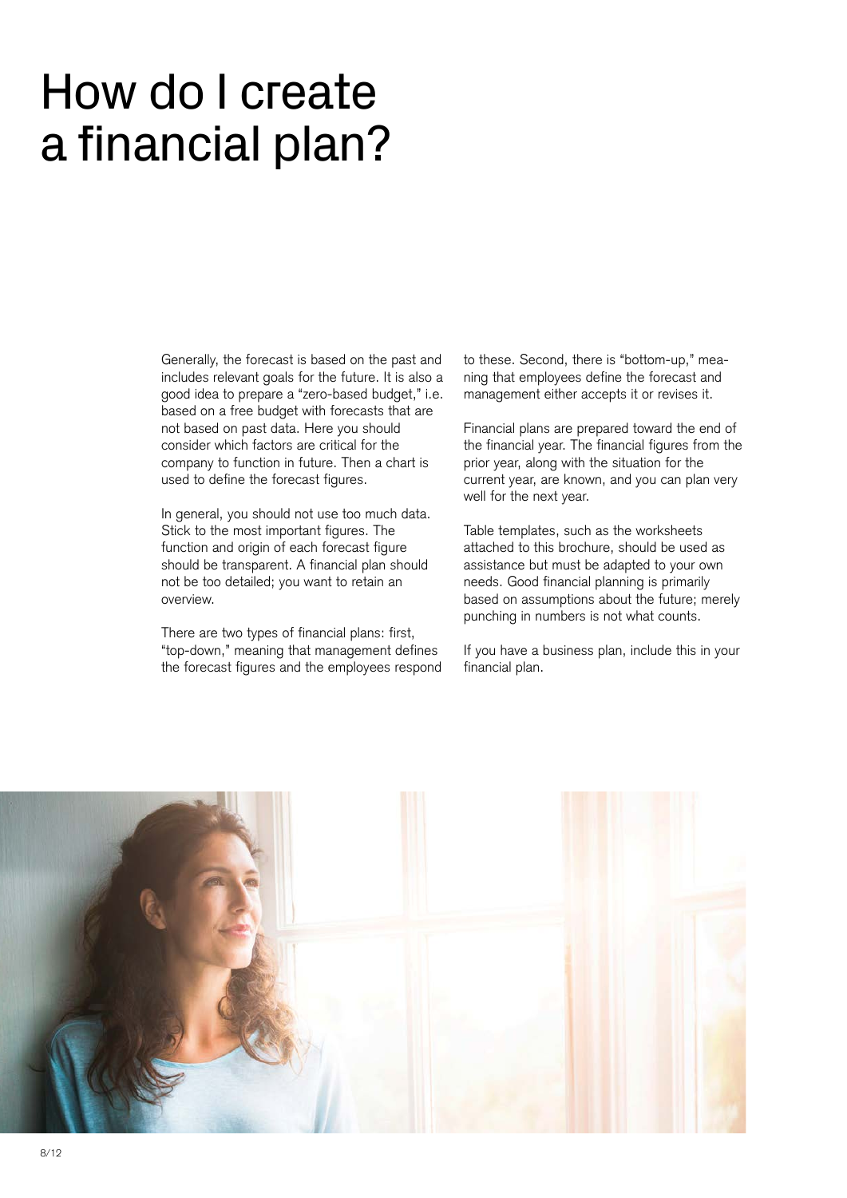# How do I create a financial plan?

Generally, the forecast is based on the past and includes relevant goals for the future. It is also a good idea to prepare a "zero-based budget," i.e. based on a free budget with forecasts that are not based on past data. Here you should consider which factors are critical for the company to function in future. Then a chart is used to define the forecast figures.

In general, you should not use too much data. Stick to the most important figures. The function and origin of each forecast figure should be transparent. A financial plan should not be too detailed; you want to retain an overview.

There are two types of financial plans: first, "top-down," meaning that management defines the forecast figures and the employees respond to these. Second, there is "bottom-up," meaning that employees define the forecast and management either accepts it or revises it.

Financial plans are prepared toward the end of the financial year. The financial figures from the prior year, along with the situation for the current year, are known, and you can plan very well for the next year.

Table templates, such as the worksheets attached to this brochure, should be used as assistance but must be adapted to your own needs. Good financial planning is primarily based on assumptions about the future; merely punching in numbers is not what counts.

If you have a business plan, include this in your financial plan.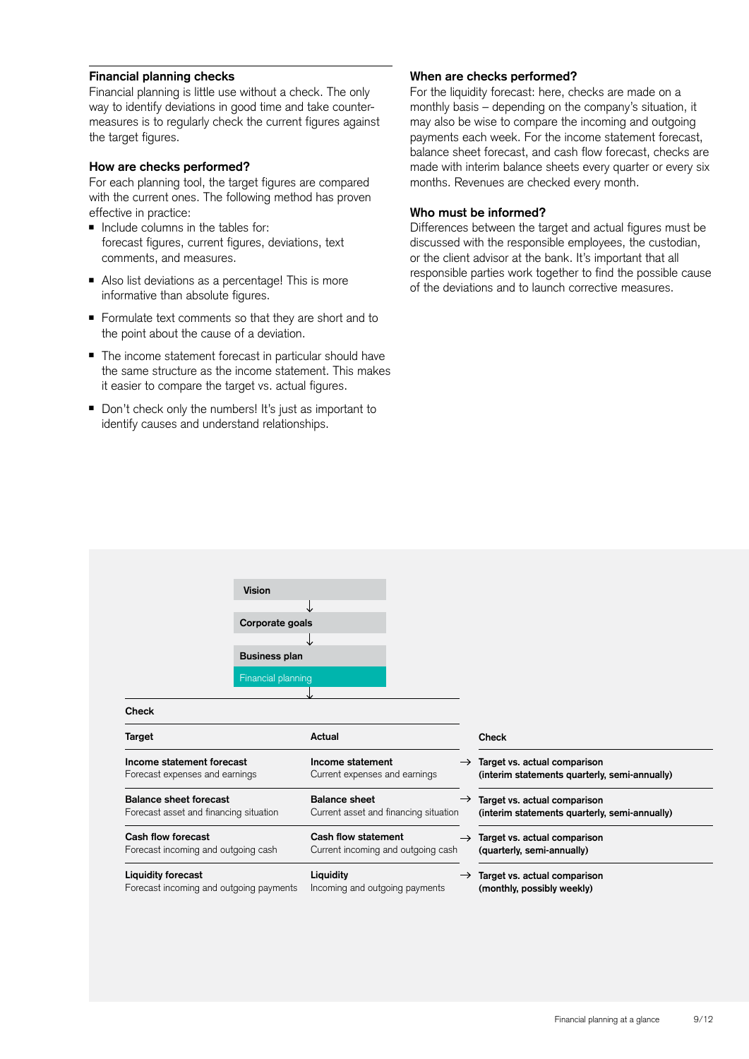## Financial planning checks

Financial planning is little use without a check. The only way to identify deviations in good time and take countermeasures is to regularly check the current figures against the target figures.

### How are checks performed?

For each planning tool, the target figures are compared with the current ones. The following method has proven effective in practice:

- Include columns in the tables for: forecast figures, current figures, deviations, text comments, and measures.
- Also list deviations as a percentage! This is more informative than absolute figures.
- Formulate text comments so that they are short and to the point about the cause of a deviation.
- The income statement forecast in particular should have the same structure as the income statement. This makes it easier to compare the target vs. actual figures.
- Don't check only the numbers! It's just as important to identify causes and understand relationships.

### When are checks performed?

For the liquidity forecast: here, checks are made on a monthly basis – depending on the company's situation, it may also be wise to compare the incoming and outgoing payments each week. For the income statement forecast, balance sheet forecast, and cash flow forecast, checks are made with interim balance sheets every quarter or every six months. Revenues are checked every month.

### Who must be informed?

Differences between the target and actual figures must be discussed with the responsible employees, the custodian, or the client advisor at the bank. It's important that all responsible parties work together to find the possible cause of the deviations and to launch corrective measures.

**Vision**
↓
**Corporate goals**
↓
**Business plan**
Financial planning
↓

**Check**

| Target | Actual | Check |
|---|---|---|
| **Income statement forecast**<br>Forecast expenses and earnings | **Income statement**<br>Current expenses and earnings | → **Target vs. actual comparison (interim statements quarterly, semi-annually)** |
| **Balance sheet forecast**<br>Forecast asset and financing situation | **Balance sheet**<br>Current asset and financing situation | → **Target vs. actual comparison (interim statements quarterly, semi-annually)** |
| **Cash flow forecast**<br>Forecast incoming and outgoing cash | **Cash flow statement**<br>Current incoming and outgoing cash | → **Target vs. actual comparison (quarterly, semi-annually)** |
| **Liquidity forecast**<br>Forecast incoming and outgoing payments | **Liquidity**<br>Incoming and outgoing payments | → **Target vs. actual comparison (monthly, possibly weekly)** |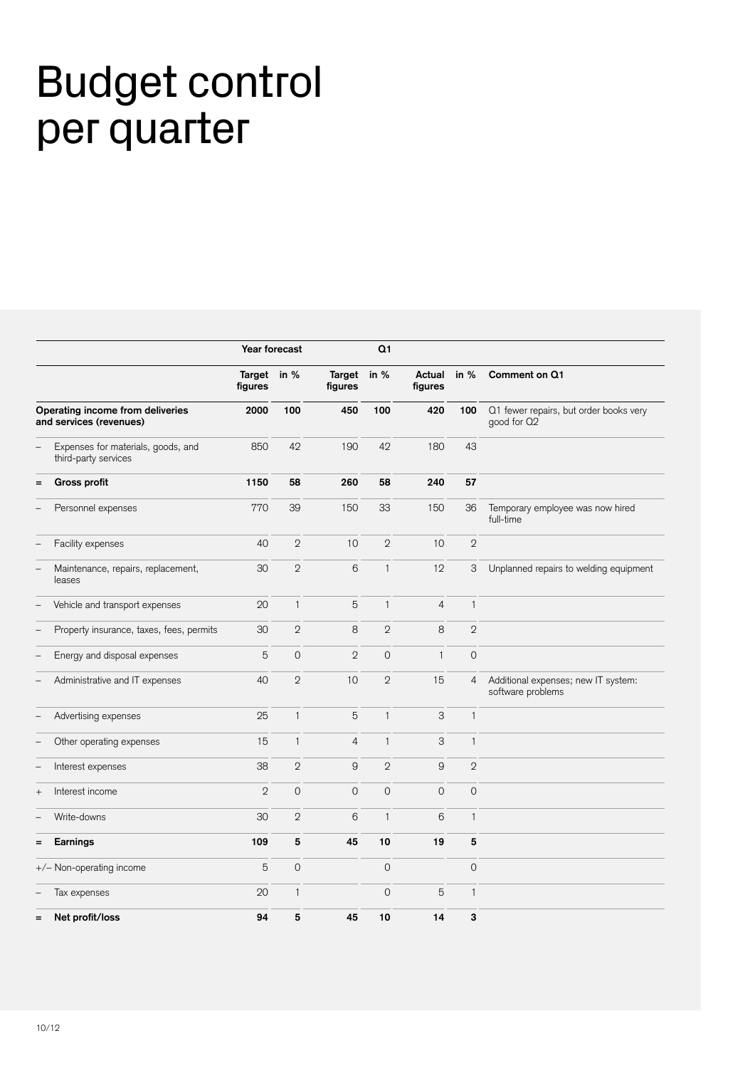# Budget control per quarter

| | | Year forecast | | Q1 | | | | |
|---|---|---|---|---|---|---|---|---|
| | | **Target figures** | **in %** | **Target figures** | **in %** | **Actual figures** | **in %** | **Comment on Q1** |
| | **Operating income from deliveries and services (revenues)** | **2000** | **100** | **450** | **100** | **420** | **100** | Q1 fewer repairs, but order books very good for Q2 |
| – | Expenses for materials, goods, and third-party services | 850 | 42 | 190 | 42 | 180 | 43 | |
| = | **Gross profit** | **1150** | **58** | **260** | **58** | **240** | **57** | |
| – | Personnel expenses | 770 | 39 | 150 | 33 | 150 | 36 | Temporary employee was now hired full-time |
| – | Facility expenses | 40 | 2 | 10 | 2 | 10 | 2 | |
| – | Maintenance, repairs, replacement, leases | 30 | 2 | 6 | 1 | 12 | 3 | Unplanned repairs to welding equipment |
| – | Vehicle and transport expenses | 20 | 1 | 5 | 1 | 4 | 1 | |
| – | Property insurance, taxes, fees, permits | 30 | 2 | 8 | 2 | 8 | 2 | |
| – | Energy and disposal expenses | 5 | 0 | 2 | 0 | 1 | 0 | |
| – | Administrative and IT expenses | 40 | 2 | 10 | 2 | 15 | 4 | Additional expenses; new IT system: software problems |
| – | Advertising expenses | 25 | 1 | 5 | 1 | 3 | 1 | |
| – | Other operating expenses | 15 | 1 | 4 | 1 | 3 | 1 | |
| – | Interest expenses | 38 | 2 | 9 | 2 | 9 | 2 | |
| + | Interest income | 2 | 0 | 0 | 0 | 0 | 0 | |
| – | Write-downs | 30 | 2 | 6 | 1 | 6 | 1 | |
| = | **Earnings** | **109** | **5** | **45** | **10** | **19** | **5** | |
| +/– | Non-operating income | 5 | 0 | | 0 | | 0 | |
| – | Tax expenses | 20 | 1 | | 0 | 5 | 1 | |
| = | **Net profit/loss** | **94** | **5** | **45** | **10** | **14** | **3** | |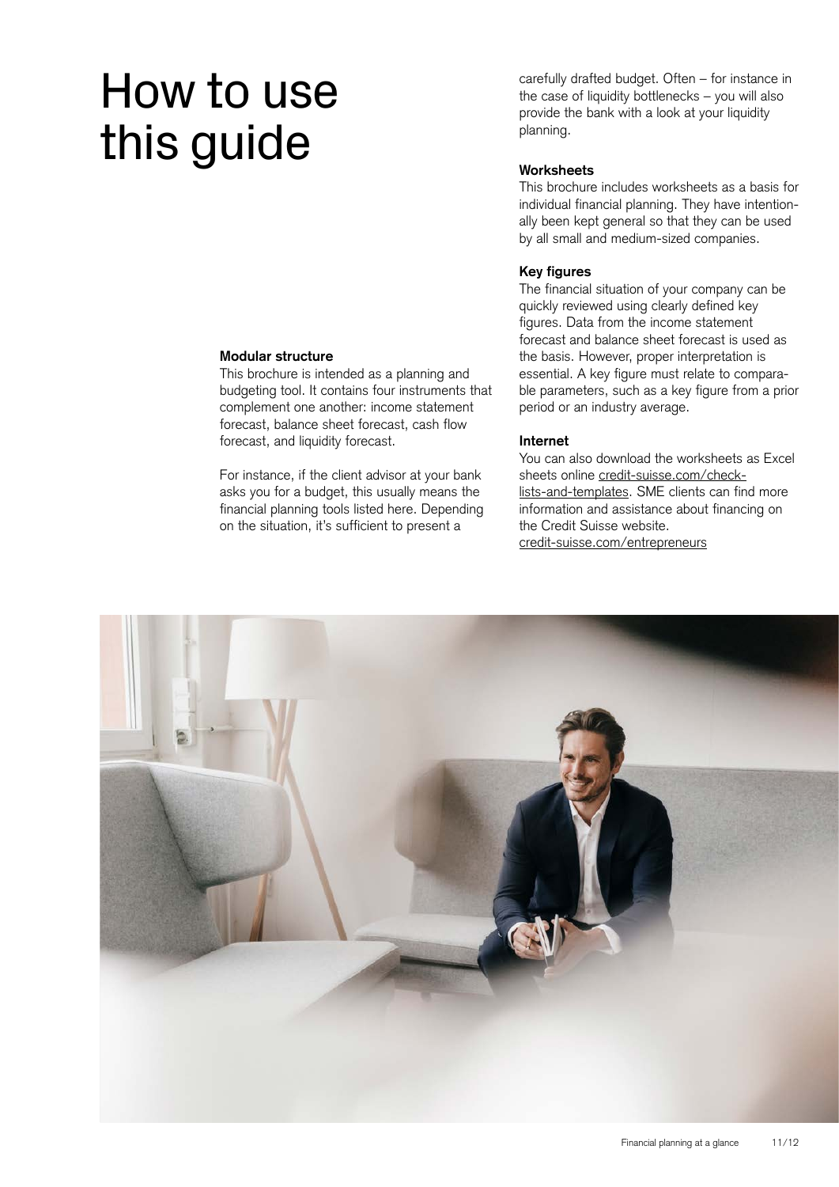# How to use this guide

### Modular structure

This brochure is intended as a planning and budgeting tool. It contains four instruments that complement one another: income statement forecast, balance sheet forecast, cash flow forecast, and liquidity forecast.

For instance, if the client advisor at your bank asks you for a budget, this usually means the financial planning tools listed here. Depending on the situation, it's sufficient to present a carefully drafted budget. Often – for instance in the case of liquidity bottlenecks – you will also provide the bank with a look at your liquidity planning.

### Worksheets

This brochure includes worksheets as a basis for individual financial planning. They have intentionally been kept general so that they can be used by all small and medium-sized companies.

### Key figures

The financial situation of your company can be quickly reviewed using clearly defined key figures. Data from the income statement forecast and balance sheet forecast is used as the basis. However, proper interpretation is essential. A key figure must relate to comparable parameters, such as a key figure from a prior period or an industry average.

### Internet

You can also download the worksheets as Excel sheets online credit-suisse.com/checklists-and-templates. SME clients can find more information and assistance about financing on the Credit Suisse website.
credit-suisse.com/entrepreneurs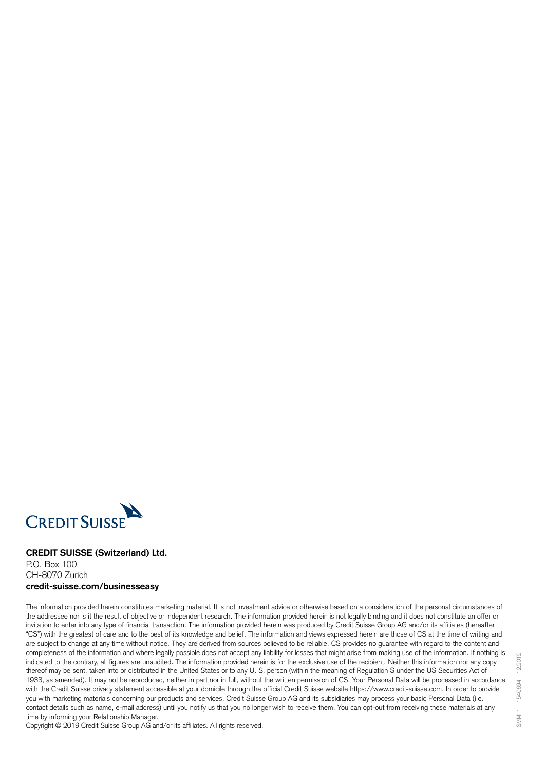CREDIT SUISSE

**CREDIT SUISSE (Switzerland) Ltd.**
P.O. Box 100
CH-8070 Zurich
**credit-suisse.com/businesseasy**

The information provided herein constitutes marketing material. It is not investment advice or otherwise based on a consideration of the personal circumstances of the addressee nor is it the result of objective or independent research. The information provided herein is not legally binding and it does not constitute an offer or invitation to enter into any type of financial transaction. The information provided herein was produced by Credit Suisse Group AG and/or its affiliates (hereafter "CS") with the greatest of care and to the best of its knowledge and belief. The information and views expressed herein are those of CS at the time of writing and are subject to change at any time without notice. They are derived from sources believed to be reliable. CS provides no guarantee with regard to the content and completeness of the information and where legally possible does not accept any liability for losses that might arise from making use of the information. If nothing is indicated to the contrary, all figures are unaudited. The information provided herein is for the exclusive use of the recipient. Neither this information nor any copy thereof may be sent, taken into or distributed in the United States or to any U. S. person (within the meaning of Regulation S under the US Securities Act of 1933, as amended). It may not be reproduced, neither in part nor in full, without the written permission of CS. Your Personal Data will be processed in accordance with the Credit Suisse privacy statement accessible at your domicile through the official Credit Suisse website https://www.credit-suisse.com. In order to provide you with marketing materials concerning our products and services, Credit Suisse Group AG and its subsidiaries may process your basic Personal Data (i.e. contact details such as name, e-mail address) until you notify us that you no longer wish to receive them. You can opt-out from receiving these materials at any time by informing your Relationship Manager.
Copyright © 2019 Credit Suisse Group AG and/or its affiliates. All rights reserved.

SMMI 1 1540694 12.2019